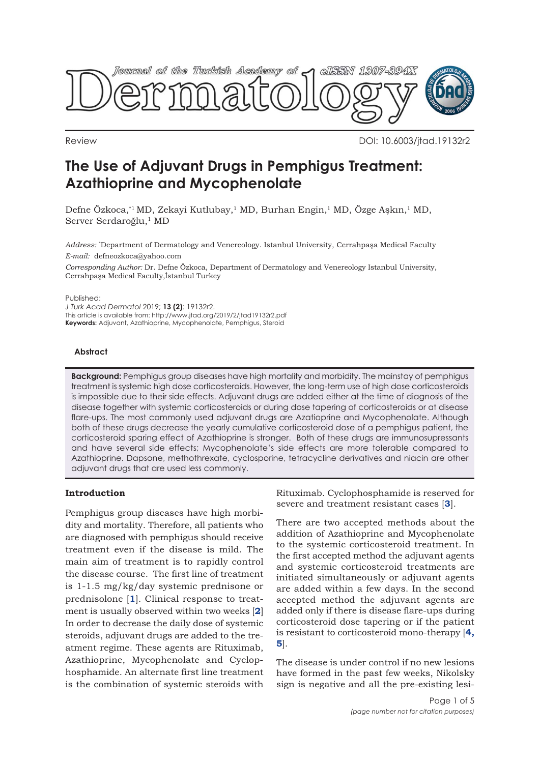Review DOI: 10.6003/jtad.19132r2

# The Use of Adjuvant Drugs in Pemphigus Treatment: Azathioprine and Mycophenolate

Defne Özkoca,[*1] MD, Zekayi Kutlubay,[1] MD, Burhan Engin,[1] MD, Özge Aşkın,[1] MD, Server Serdaroğlu,[1] MD

*Address:* [*]Department of Dermatology and Venereology. Istanbul University, Cerrahpaşa Medical Faculty

*E-mail:* defneozkoca@yahoo.com

*Corresponding Author:* Dr. Defne Özkoca, Department of Dermatology and Venereology Istanbul University, Cerrahpaşa Medical Faculty,İstanbul Turkey

Published:
*J Turk Acad Dermatol* 2019; **13 (2)**: 19132r2.
This article is available from: http://www.jtad.org/2019/2/jtad19132r2.pdf
**Keywords:** Adjuvant, Azathioprine, Mycophenolate, Pemphigus, Steroid

### Abstract

**Background:** Pemphigus group diseases have high mortality and morbidity. The mainstay of pemphigus treatment is systemic high dose corticosteroids. However, the long-term use of high dose corticosteroids is impossible due to their side effects. Adjuvant drugs are added either at the time of diagnosis of the disease together with systemic corticosteroids or during dose tapering of corticosteroids or at disease flare-ups. The most commonly used adjuvant drugs are Azatioprine and Mycophenolate. Although both of these drugs decrease the yearly cumulative corticosteroid dose of a pemphigus patient, the corticosteroid sparing effect of Azathioprine is stronger. Both of these drugs are immunosupressants and have several side effects; Mycophenolate's side effects are more tolerable compared to Azathioprine. Dapsone, methothrexate, cyclosporine, tetracycline derivatives and niacin are other adjuvant drugs that are used less commonly.

## Introduction

Pemphigus group diseases have high morbidity and mortality. Therefore, all patients who are diagnosed with pemphigus should receive treatment even if the disease is mild. The main aim of treatment is to rapidly control the disease course. The first line of treatment is 1-1.5 mg/kg/day systemic prednisone or prednisolone [1]. Clinical response to treatment is usually observed within two weeks [2] In order to decrease the daily dose of systemic steroids, adjuvant drugs are added to the treatment regime. These agents are Rituximab, Azathioprine, Mycophenolate and Cyclophosphamide. An alternate first line treatment is the combination of systemic steroids with Rituximab. Cyclophosphamide is reserved for severe and treatment resistant cases [3].

There are two accepted methods about the addition of Azathioprine and Mycophenolate to the systemic corticosteroid treatment. In the first accepted method the adjuvant agents and systemic corticosteroid treatments are initiated simultaneously or adjuvant agents are added within a few days. In the second accepted method the adjuvant agents are added only if there is disease flare-ups during corticosteroid dose tapering or if the patient is resistant to corticosteroid mono-therapy [4, 5].

The disease is under control if no new lesions have formed in the past few weeks, Nikolsky sign is negative and all the pre-existing lesi-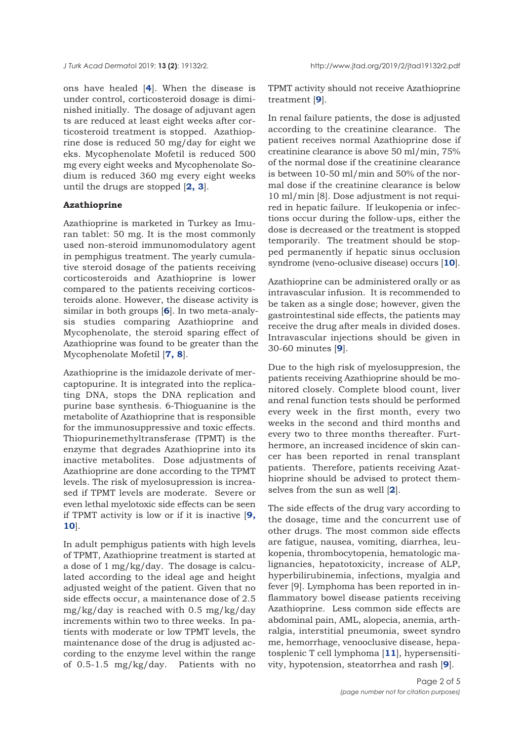ons have healed [4]. When the disease is under control, corticosteroid dosage is diminished initially. The dosage of adjuvant agents are reduced at least eight weeks after corticosteroid treatment is stopped. Azathioprine dose is reduced 50 mg/day for eight weeks. Mycophenolate Mofetil is reduced 500 mg every eight weeks and Mycophenolate Sodium is reduced 360 mg every eight weeks until the drugs are stopped [2, 3].

**Azathioprine**

Azathioprine is marketed in Turkey as Imuran tablet: 50 mg. It is the most commonly used non-steroid immunomodulatory agent in pemphigus treatment. The yearly cumulative steroid dosage of the patients receiving corticosteroids and Azathioprine is lower compared to the patients receiving corticosteroids alone. However, the disease activity is similar in both groups [6]. In two meta-analysis studies comparing Azathioprine and Mycophenolate, the steroid sparing effect of Azathioprine was found to be greater than the Mycophenolate Mofetil [7, 8].

Azathioprine is the imidazole derivate of mercaptopurine. It is integrated into the replicating DNA, stops the DNA replication and purine base synthesis. 6-Thioguanine is the metabolite of Azathioprine that is responsible for the immunosuppressive and toxic effects. Thiopurinemethyltransferase (TPMT) is the enzyme that degrades Azathioprine into its inactive metabolites. Dose adjustments of Azathioprine are done according to the TPMT levels. The risk of myelosupression is increased if TPMT levels are moderate. Severe or even lethal myelotoxic side effects can be seen if TPMT activity is low or if it is inactive [9, 10].

In adult pemphigus patients with high levels of TPMT, Azathioprine treatment is started at a dose of 1 mg/kg/day. The dosage is calculated according to the ideal age and height adjusted weight of the patient. Given that no side effects occur, a maintenance dose of 2.5 mg/kg/day is reached with 0.5 mg/kg/day increments within two to three weeks. In patients with moderate or low TPMT levels, the maintenance dose of the drug is adjusted according to the enzyme level within the range of 0.5-1.5 mg/kg/day. Patients with no TPMT activity should not receive Azathioprine treatment [9].

In renal failure patients, the dose is adjusted according to the creatinine clearance. The patient receives normal Azathioprine dose if creatinine clearance is above 50 ml/min, 75% of the normal dose if the creatinine clearance is between 10-50 ml/min and 50% of the normal dose if the creatinine clearance is below 10 ml/min [8]. Dose adjustment is not required in hepatic failure. If leukopenia or infections occur during the follow-ups, either the dose is decreased or the treatment is stopped temporarily. The treatment should be stopped permanently if hepatic sinus occlusion syndrome (veno-oclusive disease) occurs [10].

Azathioprine can be administered orally or as intravascular infusion. It is recommended to be taken as a single dose; however, given the gastrointestinal side effects, the patients may receive the drug after meals in divided doses. Intravascular injections should be given in 30-60 minutes [9].

Due to the high risk of myelosuppresion, the patients receiving Azathioprine should be monitored closely. Complete blood count, liver and renal function tests should be performed every week in the first month, every two weeks in the second and third months and every two to three months thereafter. Furthermore, an increased incidence of skin cancer has been reported in renal transplant patients. Therefore, patients receiving Azathioprine should be advised to protect themselves from the sun as well [2].

The side effects of the drug vary according to the dosage, time and the concurrent use of other drugs. The most common side effects are fatigue, nausea, vomiting, diarrhea, leukopenia, thrombocytopenia, hematologic malignancies, hepatotoxicity, increase of ALP, hyperbilirubinemia, infections, myalgia and fever [9]. Lymphoma has been reported in inflammatory bowel disease patients receiving Azathioprine. Less common side effects are abdominal pain, AML, alopecia, anemia, arthralgia, interstitial pneumonia, sweet syndrome, hemorrhage, venooclusive disease, hepatosplenic T cell lymphoma [11], hypersensitivity, hypotension, steatorrhea and rash [9].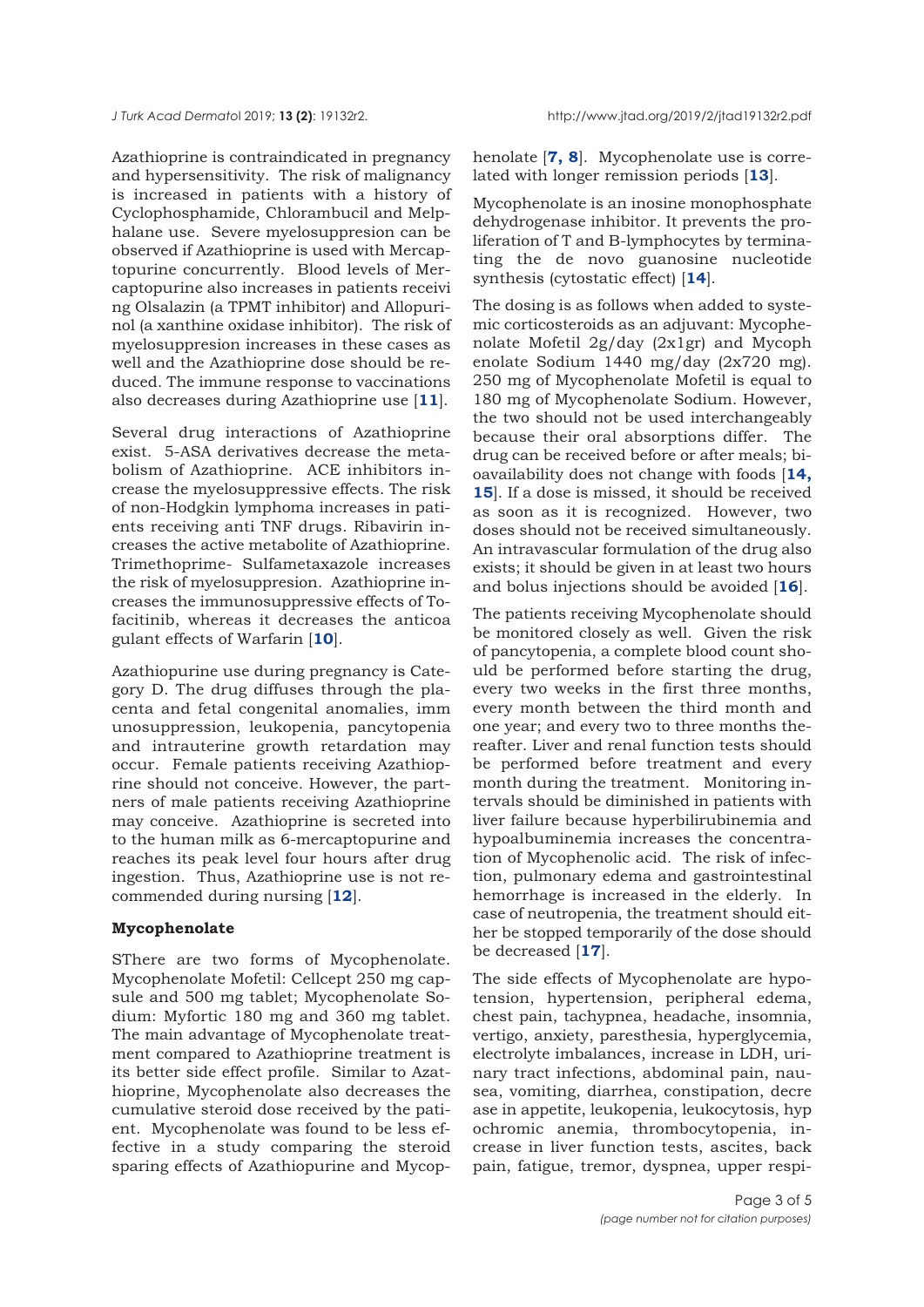Azathioprine is contraindicated in pregnancy and hypersensitivity. The risk of malignancy is increased in patients with a history of Cyclophosphamide, Chlorambucil and Melphalane use. Severe myelosuppresion can be observed if Azathioprine is used with Mercaptopurine concurrently. Blood levels of Mercaptopurine also increases in patients receiving Olsalazin (a TPMT inhibitor) and Allopurinol (a xanthine oxidase inhibitor). The risk of myelosuppresion increases in these cases as well and the Azathioprine dose should be reduced. The immune response to vaccinations also decreases during Azathioprine use [**11**].

Several drug interactions of Azathioprine exist. 5-ASA derivatives decrease the metabolism of Azathioprine. ACE inhibitors increase the myelosuppressive effects. The risk of non-Hodgkin lymphoma increases in patients receiving anti TNF drugs. Ribavirin increases the active metabolite of Azathioprine. Trimethoprime- Sulfametaxazole increases the risk of myelosuppresion. Azathioprine increases the immunosuppressive effects of Tofacitinib, whereas it decreases the anticoagulant effects of Warfarin [**10**].

Azathiopurine use during pregnancy is Category D. The drug diffuses through the placenta and fetal congenital anomalies, immunosuppression, leukopenia, pancytopenia and intrauterine growth retardation may occur. Female patients receiving Azathioprine should not conceive. However, the partners of male patients receiving Azathioprine may conceive. Azathioprine is secreted into to the human milk as 6-mercaptopurine and reaches its peak level four hours after drug ingestion. Thus, Azathioprine use is not recommended during nursing [**12**].

**Mycophenolate**

SThere are two forms of Mycophenolate. Mycophenolate Mofetil: Cellcept 250 mg capsule and 500 mg tablet; Mycophenolate Sodium: Myfortic 180 mg and 360 mg tablet. The main advantage of Mycophenolate treatment compared to Azathioprine treatment is its better side effect profile. Similar to Azathioprine, Mycophenolate also decreases the cumulative steroid dose received by the patient. Mycophenolate was found to be less effective in a study comparing the steroid sparing effects of Azathiopurine and Mycophenolate [**7, 8**]. Mycophenolate use is correlated with longer remission periods [**13**].

Mycophenolate is an inosine monophosphate dehydrogenase inhibitor. It prevents the proliferation of T and B-lymphocytes by terminating the de novo guanosine nucleotide synthesis (cytostatic effect) [**14**].

The dosing is as follows when added to systemic corticosteroids as an adjuvant: Mycophenolate Mofetil 2g/day (2x1gr) and Mycophenolate Sodium 1440 mg/day (2x720 mg). 250 mg of Mycophenolate Mofetil is equal to 180 mg of Mycophenolate Sodium. However, the two should not be used interchangeably because their oral absorptions differ. The drug can be received before or after meals; bioavailability does not change with foods [**14, 15**]. If a dose is missed, it should be received as soon as it is recognized. However, two doses should not be received simultaneously. An intravascular formulation of the drug also exists; it should be given in at least two hours and bolus injections should be avoided [**16**].

The patients receiving Mycophenolate should be monitored closely as well. Given the risk of pancytopenia, a complete blood count should be performed before starting the drug, every two weeks in the first three months, every month between the third month and one year; and every two to three months thereafter. Liver and renal function tests should be performed before treatment and every month during the treatment. Monitoring intervals should be diminished in patients with liver failure because hyperbilirubinemia and hypoalbuminemia increases the concentration of Mycophenolic acid. The risk of infection, pulmonary edema and gastrointestinal hemorrhage is increased in the elderly. In case of neutropenia, the treatment should either be stopped temporarily of the dose should be decreased [**17**].

The side effects of Mycophenolate are hypotension, hypertension, peripheral edema, chest pain, tachypnea, headache, insomnia, vertigo, anxiety, paresthesia, hyperglycemia, electrolyte imbalances, increase in LDH, urinary tract infections, abdominal pain, nausea, vomiting, diarrhea, constipation, decrease in appetite, leukopenia, leukocytosis, hypochromic anemia, thrombocytopenia, increase in liver function tests, ascites, back pain, fatigue, tremor, dyspnea, upper respi-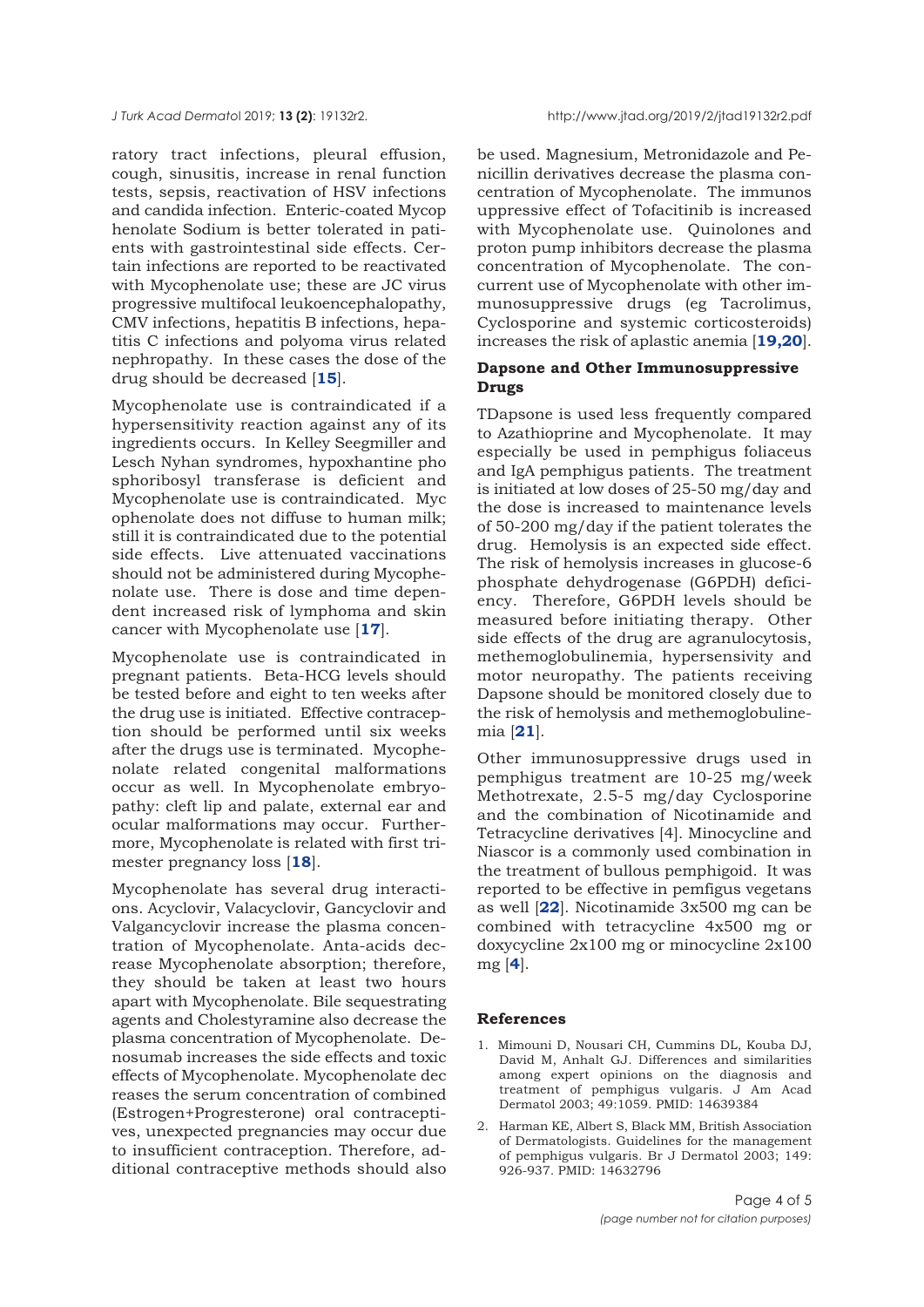ratory tract infections, pleural effusion, cough, sinusitis, increase in renal function tests, sepsis, reactivation of HSV infections and candida infection. Enteric-coated Mycophenolate Sodium is better tolerated in patients with gastrointestinal side effects. Certain infections are reported to be reactivated with Mycophenolate use; these are JC virus progressive multifocal leukoencephalopathy, CMV infections, hepatitis B infections, hepatitis C infections and polyoma virus related nephropathy. In these cases the dose of the drug should be decreased [**15**].

Mycophenolate use is contraindicated if a hypersensitivity reaction against any of its ingredients occurs. In Kelley Seegmiller and Lesch Nyhan syndromes, hypoxhantine phosphoribosyl transferase is deficient and Mycophenolate use is contraindicated. Mycophenolate does not diffuse to human milk; still it is contraindicated due to the potential side effects. Live attenuated vaccinations should not be administered during Mycophenolate use. There is dose and time dependent increased risk of lymphoma and skin cancer with Mycophenolate use [**17**].

Mycophenolate use is contraindicated in pregnant patients. Beta-HCG levels should be tested before and eight to ten weeks after the drug use is initiated. Effective contraception should be performed until six weeks after the drugs use is terminated. Mycophenolate related congenital malformations occur as well. In Mycophenolate embryopathy: cleft lip and palate, external ear and ocular malformations may occur. Furthermore, Mycophenolate is related with first trimester pregnancy loss [**18**].

Mycophenolate has several drug interactions. Acyclovir, Valacyclovir, Gancyclovir and Valgancyclovir increase the plasma concentration of Mycophenolate. Anta-acids decrease Mycophenolate absorption; therefore, they should be taken at least two hours apart with Mycophenolate. Bile sequestrating agents and Cholestyramine also decrease the plasma concentration of Mycophenolate. Denosumab increases the side effects and toxic effects of Mycophenolate. Mycophenolate decreases the serum concentration of combined (Estrogen+Progresterone) oral contraceptives, unexpected pregnancies may occur due to insufficient contraception. Therefore, additional contraceptive methods should also be used. Magnesium, Metronidazole and Penicillin derivatives decrease the plasma concentration of Mycophenolate. The immunosuppressive effect of Tofacitinib is increased with Mycophenolate use. Quinolones and proton pump inhibitors decrease the plasma concentration of Mycophenolate. The concurrent use of Mycophenolate with other immunosuppressive drugs (eg Tacrolimus, Cyclosporine and systemic corticosteroids) increases the risk of aplastic anemia [**19,20**].

### Dapsone and Other Immunosuppressive Drugs

TDapsone is used less frequently compared to Azathioprine and Mycophenolate. It may especially be used in pemphigus foliaceus and IgA pemphigus patients. The treatment is initiated at low doses of 25-50 mg/day and the dose is increased to maintenance levels of 50-200 mg/day if the patient tolerates the drug. Hemolysis is an expected side effect. The risk of hemolysis increases in glucose-6 phosphate dehydrogenase (G6PDH) deficiency. Therefore, G6PDH levels should be measured before initiating therapy. Other side effects of the drug are agranulocytosis, methemoglobulinemia, hypersensivity and motor neuropathy. The patients receiving Dapsone should be monitored closely due to the risk of hemolysis and methemoglobulinemia [**21**].

Other immunosuppressive drugs used in pemphigus treatment are 10-25 mg/week Methotrexate, 2.5-5 mg/day Cyclosporine and the combination of Nicotinamide and Tetracycline derivatives [4]. Minocycline and Niascor is a commonly used combination in the treatment of bullous pemphigoid. It was reported to be effective in pemfigus vegetans as well [**22**]. Nicotinamide 3x500 mg can be combined with tetracycline 4x500 mg or doxycycline 2x100 mg or minocycline 2x100 mg [**4**].

### References

1. Mimouni D, Nousari CH, Cummins DL, Kouba DJ, David M, Anhalt GJ. Differences and similarities among expert opinions on the diagnosis and treatment of pemphigus vulgaris. J Am Acad Dermatol 2003; 49:1059. PMID: 14639384
2. Harman KE, Albert S, Black MM, British Association of Dermatologists. Guidelines for the management of pemphigus vulgaris. Br J Dermatol 2003; 149: 926-937. PMID: 14632796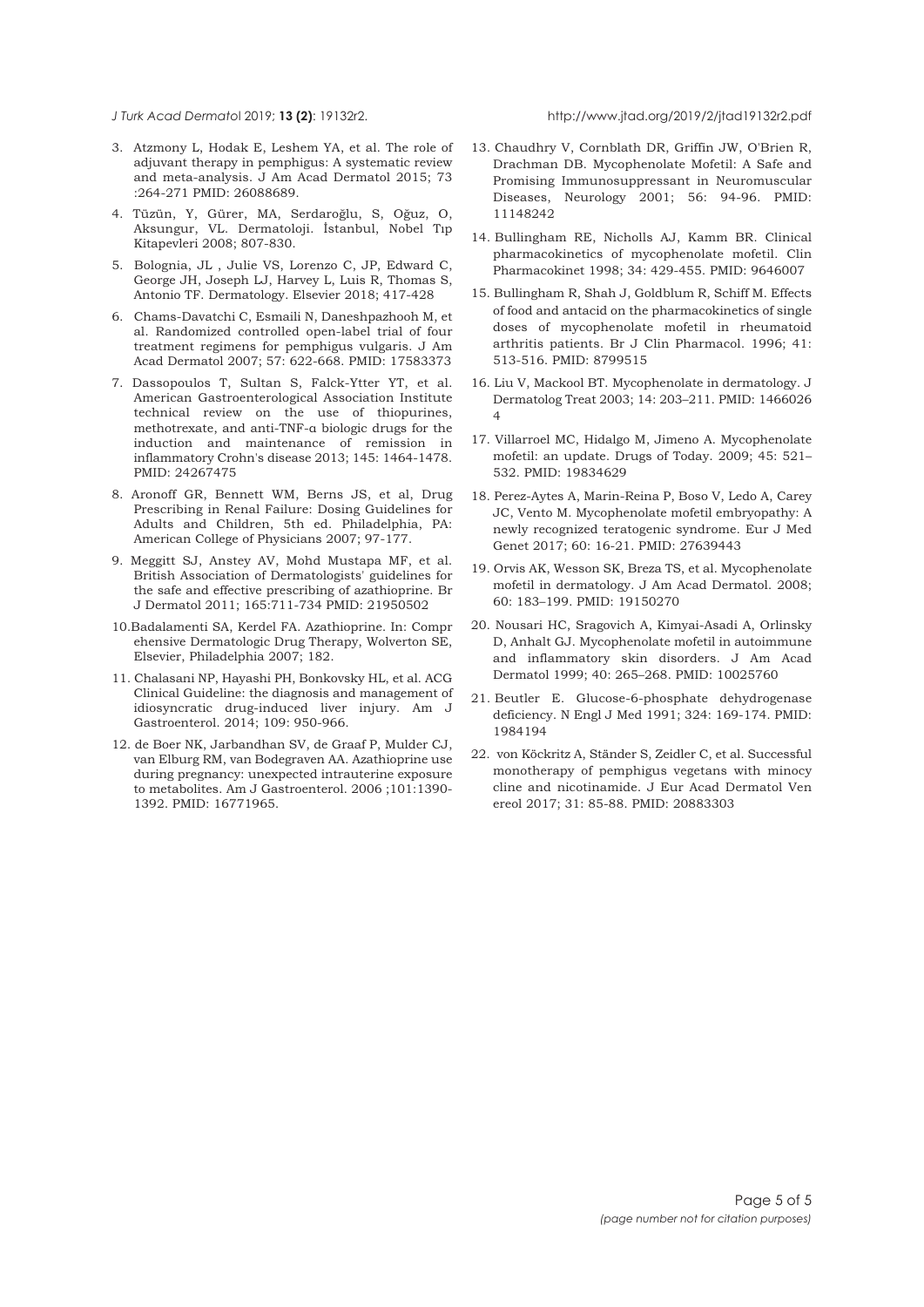3. Atzmony L, Hodak E, Leshem YA, et al. The role of adjuvant therapy in pemphigus: A systematic review and meta-analysis. J Am Acad Dermatol 2015; 73 :264-271 PMID: 26088689.

4. Tüzün, Y, Gürer, MA, Serdaroğlu, S, Oğuz, O, Aksungur, VL. Dermatoloji. İstanbul, Nobel Tıp Kitapevleri 2008; 807-830.

5. Bolognia, JL , Julie VS, Lorenzo C, JP, Edward C, George JH, Joseph LJ, Harvey L, Luis R, Thomas S, Antonio TF. Dermatology. Elsevier 2018; 417-428

6. Chams-Davatchi C, Esmaili N, Daneshpazhooh M, et al. Randomized controlled open-label trial of four treatment regimens for pemphigus vulgaris. J Am Acad Dermatol 2007; 57: 622-668. PMID: 17583373

7. Dassopoulos T, Sultan S, Falck-Ytter YT, et al. American Gastroenterological Association Institute technical review on the use of thiopurines, methotrexate, and anti-TNF-α biologic drugs for the induction and maintenance of remission in inflammatory Crohn's disease 2013; 145: 1464-1478. PMID: 24267475

8. Aronoff GR, Bennett WM, Berns JS, et al, Drug Prescribing in Renal Failure: Dosing Guidelines for Adults and Children, 5th ed. Philadelphia, PA: American College of Physicians 2007; 97-177.

9. Meggitt SJ, Anstey AV, Mohd Mustapa MF, et al. British Association of Dermatologists' guidelines for the safe and effective prescribing of azathioprine. Br J Dermatol 2011; 165:711-734 PMID: 21950502

10. Badalamenti SA, Kerdel FA. Azathioprine. In: Compr ehensive Dermatologic Drug Therapy, Wolverton SE, Elsevier, Philadelphia 2007; 182.

11. Chalasani NP, Hayashi PH, Bonkovsky HL, et al. ACG Clinical Guideline: the diagnosis and management of idiosyncratic drug-induced liver injury. Am J Gastroenterol. 2014; 109: 950-966.

12. de Boer NK, Jarbandhan SV, de Graaf P, Mulder CJ, van Elburg RM, van Bodegraven AA. Azathioprine use during pregnancy: unexpected intrauterine exposure to metabolites. Am J Gastroenterol. 2006 ;101:1390-1392. PMID: 16771965.

13. Chaudhry V, Cornblath DR, Griffin JW, O'Brien R, Drachman DB. Mycophenolate Mofetil: A Safe and Promising Immunosuppressant in Neuromuscular Diseases, Neurology 2001; 56: 94-96. PMID: 11148242

14. Bullingham RE, Nicholls AJ, Kamm BR. Clinical pharmacokinetics of mycophenolate mofetil. Clin Pharmacokinet 1998; 34: 429-455. PMID: 9646007

15. Bullingham R, Shah J, Goldblum R, Schiff M. Effects of food and antacid on the pharmacokinetics of single doses of mycophenolate mofetil in rheumatoid arthritis patients. Br J Clin Pharmacol. 1996; 41: 513-516. PMID: 8799515

16. Liu V, Mackool BT. Mycophenolate in dermatology. J Dermatolog Treat 2003; 14: 203–211. PMID: 14660264

17. Villarroel MC, Hidalgo M, Jimeno A. Mycophenolate mofetil: an update. Drugs of Today. 2009; 45: 521–532. PMID: 19834629

18. Perez-Aytes A, Marin-Reina P, Boso V, Ledo A, Carey JC, Vento M. Mycophenolate mofetil embryopathy: A newly recognized teratogenic syndrome. Eur J Med Genet 2017; 60: 16-21. PMID: 27639443

19. Orvis AK, Wesson SK, Breza TS, et al. Mycophenolate mofetil in dermatology. J Am Acad Dermatol. 2008; 60: 183–199. PMID: 19150270

20. Nousari HC, Sragovich A, Kimyai-Asadi A, Orlinsky D, Anhalt GJ. Mycophenolate mofetil in autoimmune and inflammatory skin disorders. J Am Acad Dermatol 1999; 40: 265–268. PMID: 10025760

21. Beutler E. Glucose-6-phosphate dehydrogenase deficiency. N Engl J Med 1991; 324: 169-174. PMID: 1984194

22. von Köckritz A, Ständer S, Zeidler C, et al. Successful monotherapy of pemphigus vegetans with minocy cline and nicotinamide. J Eur Acad Dermatol Ven ereol 2017; 31: 85-88. PMID: 20883303